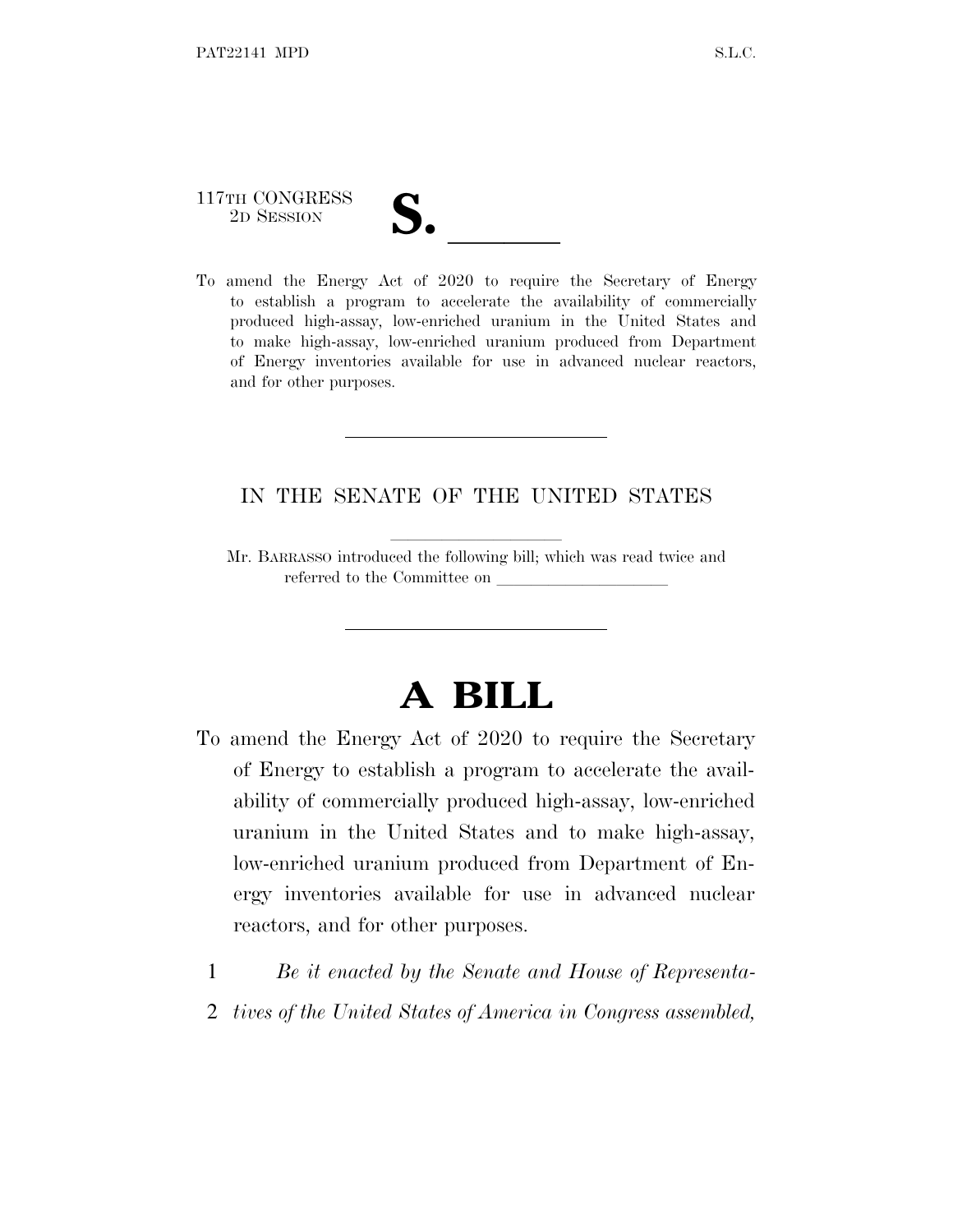117TH CONGRESS
2D SESSION

# S. \_\_\_\_\_\_

To amend the Energy Act of 2020 to require the Secretary of Energy to establish a program to accelerate the availability of commercially produced high-assay, low-enriched uranium in the United States and to make high-assay, low-enriched uranium produced from Department of Energy inventories available for use in advanced nuclear reactors, and for other purposes.

---

IN THE SENATE OF THE UNITED STATES

Mr. BARRASSO introduced the following bill; which was read twice and referred to the Committee on \_\_\_\_\_\_\_\_\_\_\_\_\_\_\_\_\_\_\_\_

---

# A BILL

To amend the Energy Act of 2020 to require the Secretary of Energy to establish a program to accelerate the availability of commercially produced high-assay, low-enriched uranium in the United States and to make high-assay, low-enriched uranium produced from Department of Energy inventories available for use in advanced nuclear reactors, and for other purposes.

1 *Be it enacted by the Senate and House of Representa-*
2 *tives of the United States of America in Congress assembled,*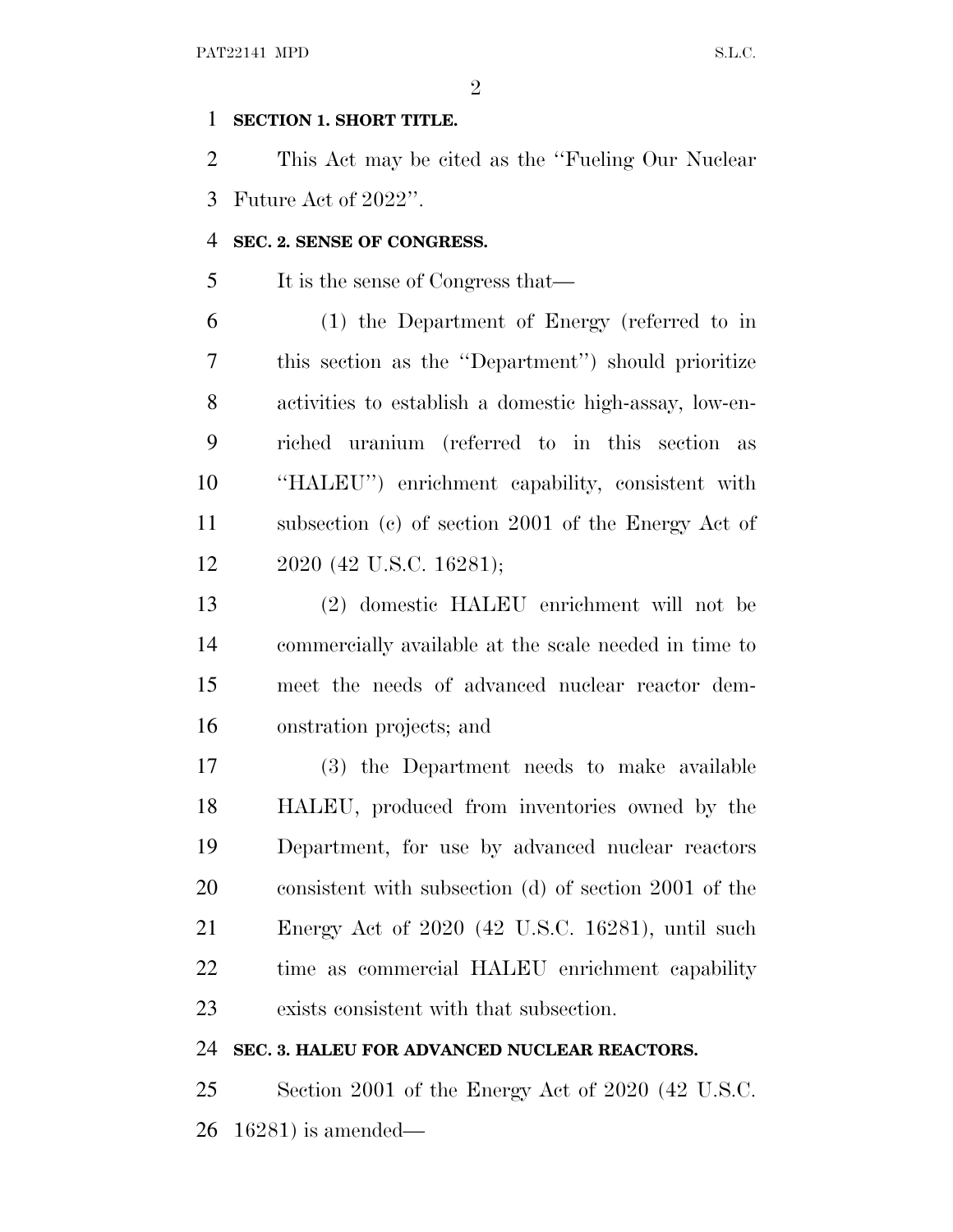**SECTION 1. SHORT TITLE.**

This Act may be cited as the ''Fueling Our Nuclear Future Act of 2022''.

**SEC. 2. SENSE OF CONGRESS.**

It is the sense of Congress that—

(1) the Department of Energy (referred to in this section as the ''Department'') should prioritize activities to establish a domestic high-assay, low-enriched uranium (referred to in this section as ''HALEU'') enrichment capability, consistent with subsection (c) of section 2001 of the Energy Act of 2020 (42 U.S.C. 16281);

(2) domestic HALEU enrichment will not be commercially available at the scale needed in time to meet the needs of advanced nuclear reactor demonstration projects; and

(3) the Department needs to make available HALEU, produced from inventories owned by the Department, for use by advanced nuclear reactors consistent with subsection (d) of section 2001 of the Energy Act of 2020 (42 U.S.C. 16281), until such time as commercial HALEU enrichment capability exists consistent with that subsection.

**SEC. 3. HALEU FOR ADVANCED NUCLEAR REACTORS.**

Section 2001 of the Energy Act of 2020 (42 U.S.C. 16281) is amended—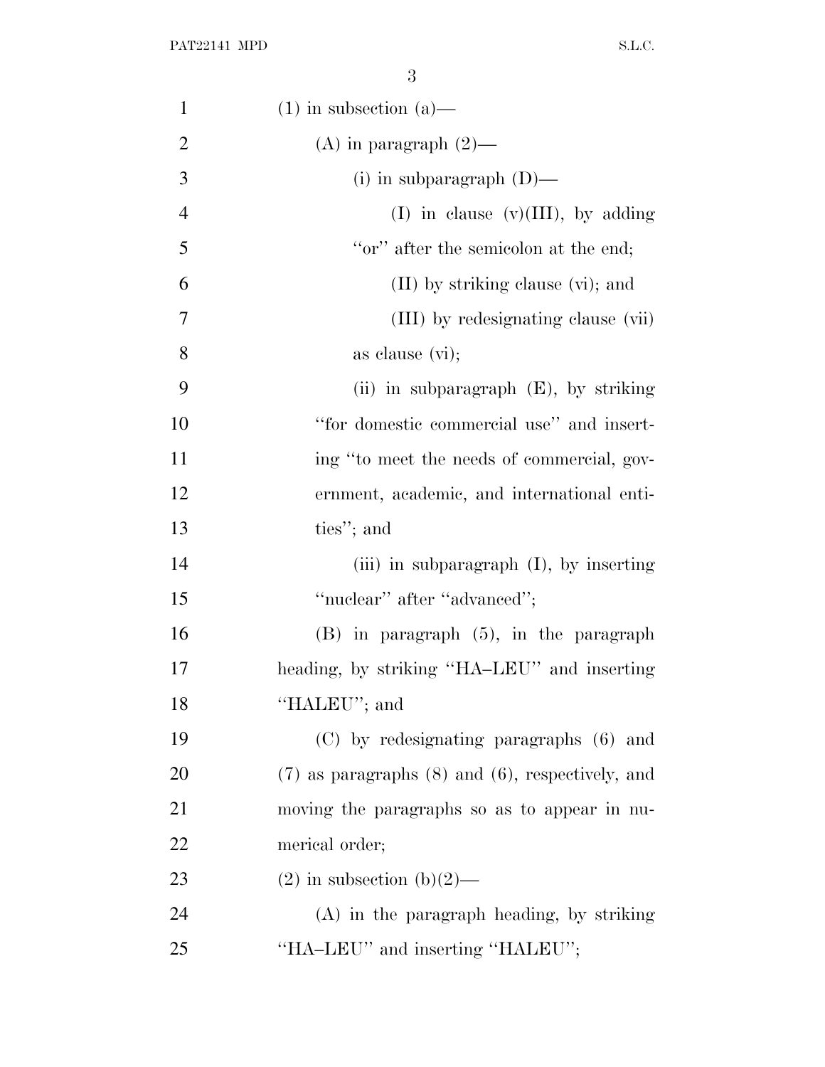(1) in subsection (a)—

(A) in paragraph (2)—

(i) in subparagraph (D)—

(I) in clause (v)(III), by adding "or" after the semicolon at the end;

(II) by striking clause (vi); and

(III) by redesignating clause (vii) as clause (vi);

(ii) in subparagraph (E), by striking "for domestic commercial use" and inserting "to meet the needs of commercial, government, academic, and international entities"; and

(iii) in subparagraph (I), by inserting "nuclear" after "advanced";

(B) in paragraph (5), in the paragraph heading, by striking "HA–LEU" and inserting "HALEU"; and

(C) by redesignating paragraphs (6) and (7) as paragraphs (8) and (6), respectively, and moving the paragraphs so as to appear in numerical order;

(2) in subsection (b)(2)—

(A) in the paragraph heading, by striking "HA–LEU" and inserting "HALEU";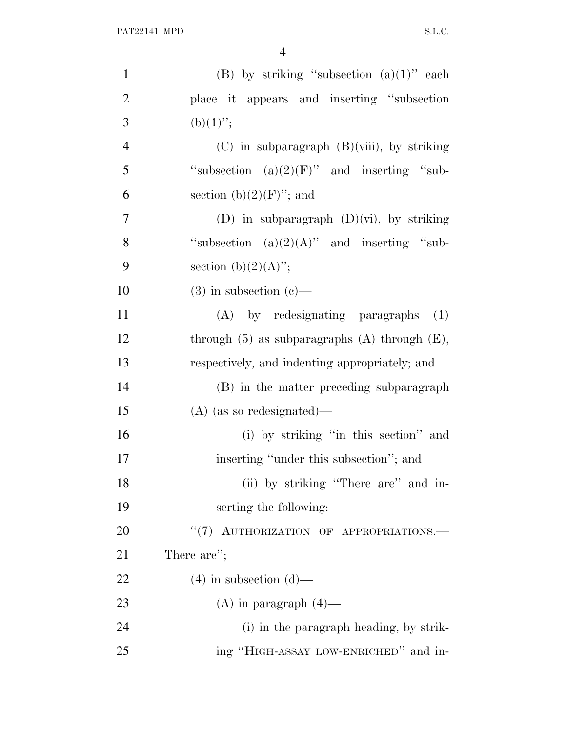(B) by striking "subsection (a)(1)" each place it appears and inserting "subsection (b)(1)";

(C) in subparagraph (B)(viii), by striking "subsection (a)(2)(F)" and inserting "subsection (b)(2)(F)"; and

(D) in subparagraph (D)(vi), by striking "subsection (a)(2)(A)" and inserting "subsection (b)(2)(A)";

(3) in subsection (c)—

(A) by redesignating paragraphs (1) through (5) as subparagraphs (A) through (E), respectively, and indenting appropriately; and

(B) in the matter preceding subparagraph (A) (as so redesignated)—

(i) by striking "in this section" and inserting "under this subsection"; and

(ii) by striking "There are" and inserting the following:

"(7) AUTHORIZATION OF APPROPRIATIONS.— There are";

(4) in subsection (d)—

(A) in paragraph (4)—

(i) in the paragraph heading, by striking "HIGH-ASSAY LOW-ENRICHED" and in-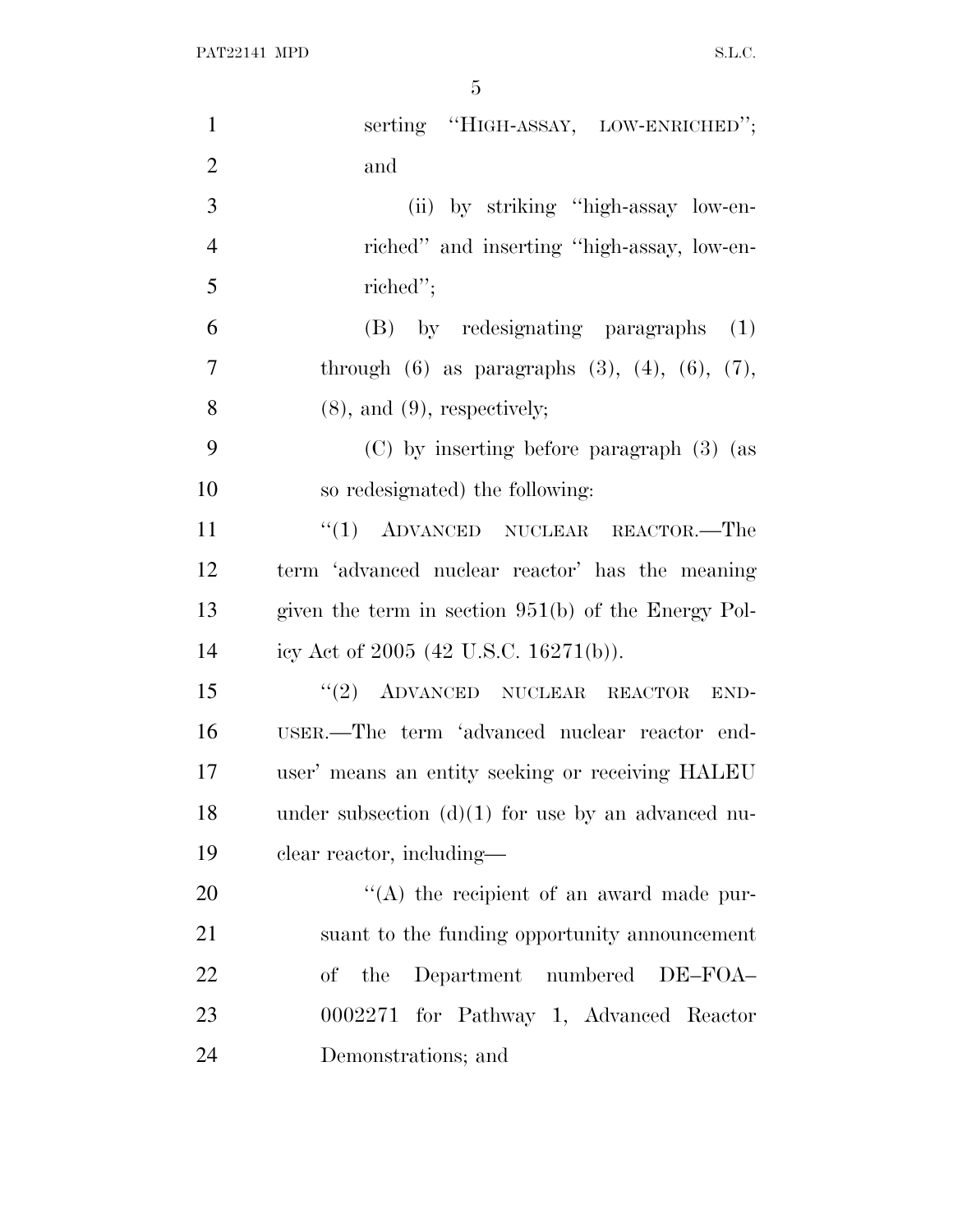serting "HIGH-ASSAY, LOW-ENRICHED"; and

(ii) by striking "high-assay low-enriched" and inserting "high-assay, low-enriched";

(B) by redesignating paragraphs (1) through (6) as paragraphs (3), (4), (6), (7), (8), and (9), respectively;

(C) by inserting before paragraph (3) (as so redesignated) the following:

"(1) ADVANCED NUCLEAR REACTOR.—The term 'advanced nuclear reactor' has the meaning given the term in section 951(b) of the Energy Policy Act of 2005 (42 U.S.C. 16271(b)).

"(2) ADVANCED NUCLEAR REACTOR END-USER.—The term 'advanced nuclear reactor end-user' means an entity seeking or receiving HALEU under subsection (d)(1) for use by an advanced nuclear reactor, including—

"(A) the recipient of an award made pursuant to the funding opportunity announcement of the Department numbered DE–FOA–0002271 for Pathway 1, Advanced Reactor Demonstrations; and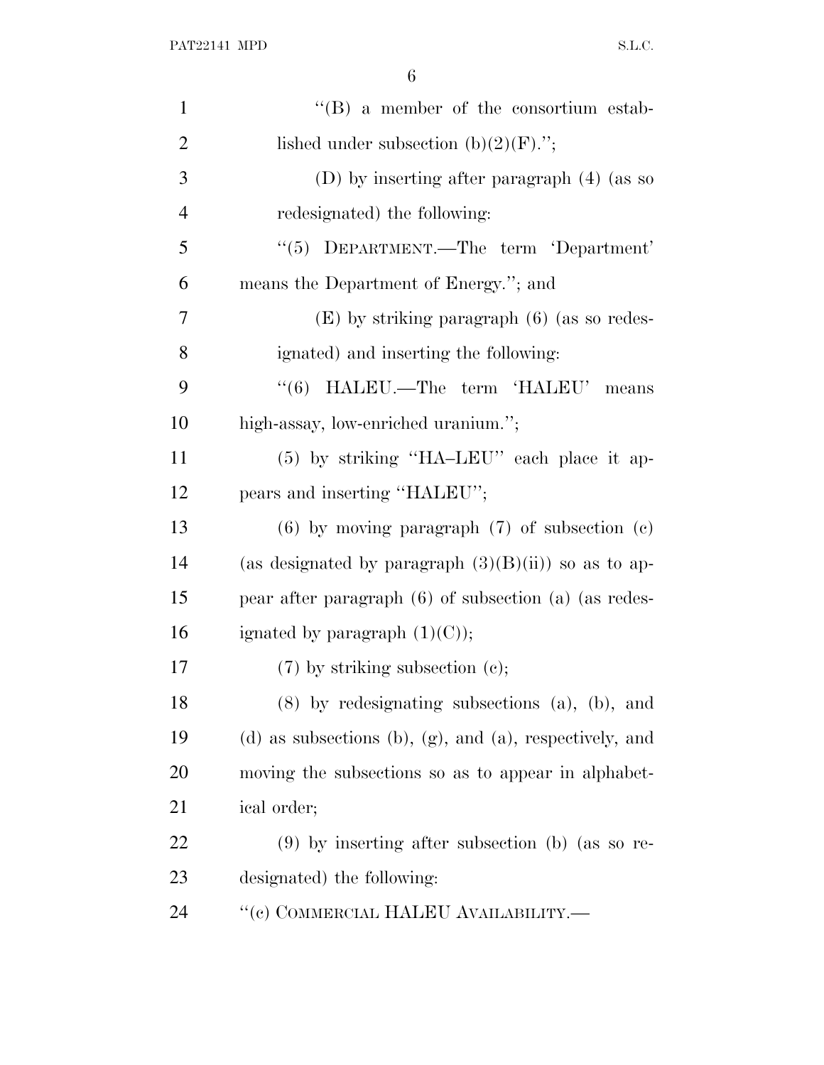"(B) a member of the consortium established under subsection (b)(2)(F).";

(D) by inserting after paragraph (4) (as so redesignated) the following:

"(5) DEPARTMENT.—The term 'Department' means the Department of Energy."; and

(E) by striking paragraph (6) (as so redesignated) and inserting the following:

"(6) HALEU.—The term 'HALEU' means high-assay, low-enriched uranium.";

(5) by striking "HA–LEU" each place it appears and inserting "HALEU";

(6) by moving paragraph (7) of subsection (c) (as designated by paragraph (3)(B)(ii)) so as to appear after paragraph (6) of subsection (a) (as redesignated by paragraph (1)(C));

(7) by striking subsection (c);

(8) by redesignating subsections (a), (b), and (d) as subsections (b), (g), and (a), respectively, and moving the subsections so as to appear in alphabetical order;

(9) by inserting after subsection (b) (as so redesignated) the following:

"(c) COMMERCIAL HALEU AVAILABILITY.—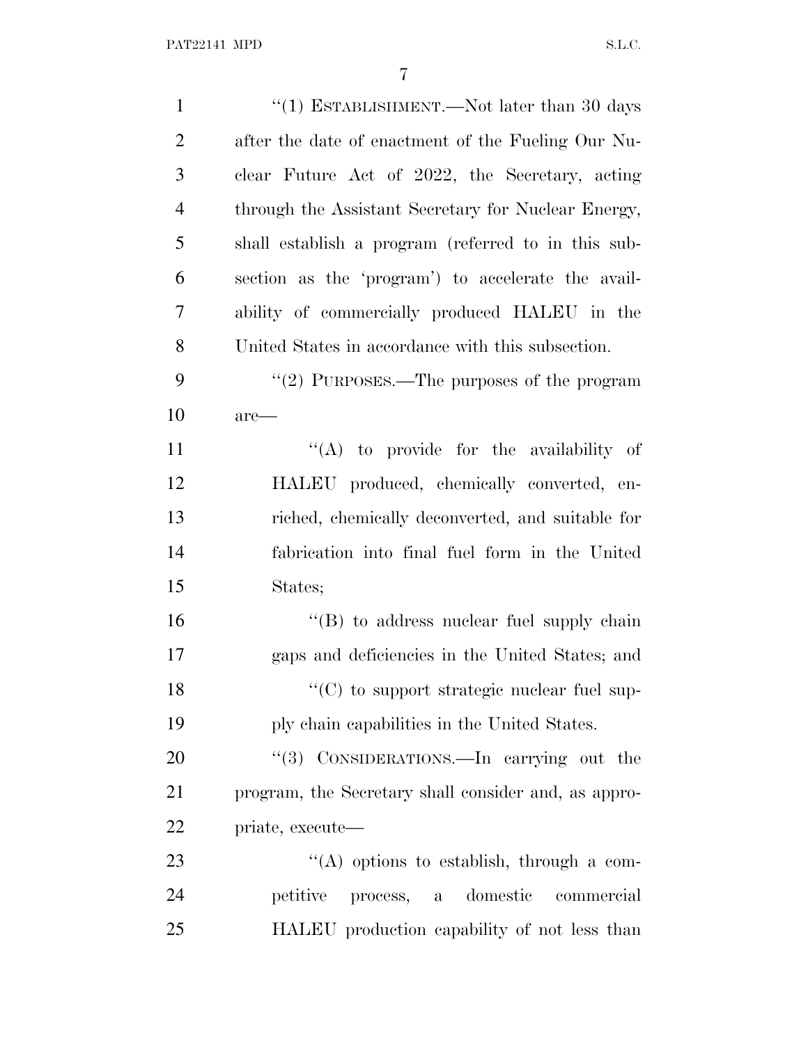"(1) ESTABLISHMENT.—Not later than 30 days after the date of enactment of the Fueling Our Nuclear Future Act of 2022, the Secretary, acting through the Assistant Secretary for Nuclear Energy, shall establish a program (referred to in this subsection as the 'program') to accelerate the availability of commercially produced HALEU in the United States in accordance with this subsection.

"(2) PURPOSES.—The purposes of the program are—

"(A) to provide for the availability of HALEU produced, chemically converted, enriched, chemically deconverted, and suitable for fabrication into final fuel form in the United States;

"(B) to address nuclear fuel supply chain gaps and deficiencies in the United States; and

"(C) to support strategic nuclear fuel supply chain capabilities in the United States.

"(3) CONSIDERATIONS.—In carrying out the program, the Secretary shall consider and, as appropriate, execute—

"(A) options to establish, through a competitive process, a domestic commercial HALEU production capability of not less than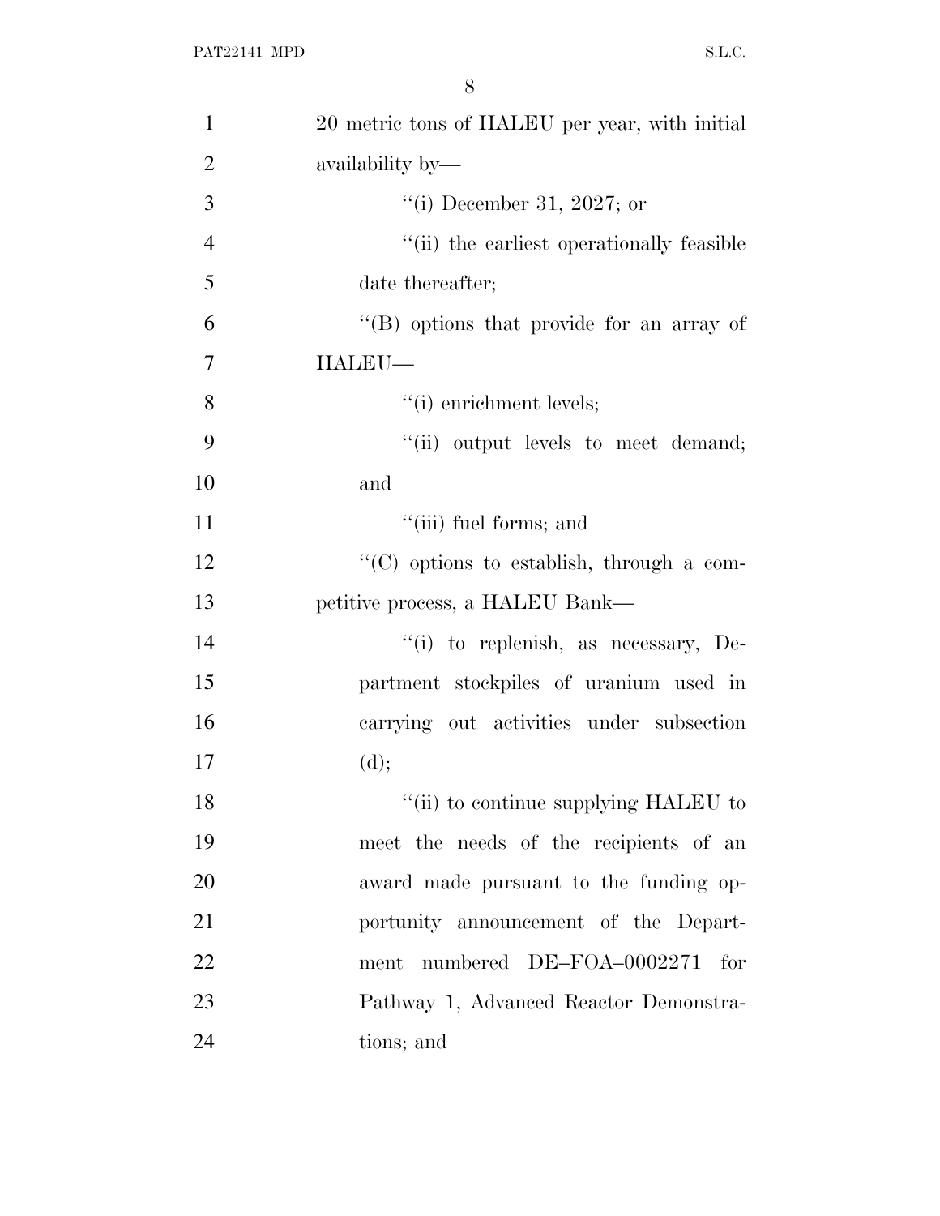20 metric tons of HALEU per year, with initial availability by—

''(i) December 31, 2027; or

''(ii) the earliest operationally feasible date thereafter;

''(B) options that provide for an array of HALEU—

''(i) enrichment levels;

''(ii) output levels to meet demand; and

''(iii) fuel forms; and

''(C) options to establish, through a competitive process, a HALEU Bank—

''(i) to replenish, as necessary, Department stockpiles of uranium used in carrying out activities under subsection (d);

''(ii) to continue supplying HALEU to meet the needs of the recipients of an award made pursuant to the funding opportunity announcement of the Department numbered DE–FOA–0002271 for Pathway 1, Advanced Reactor Demonstrations; and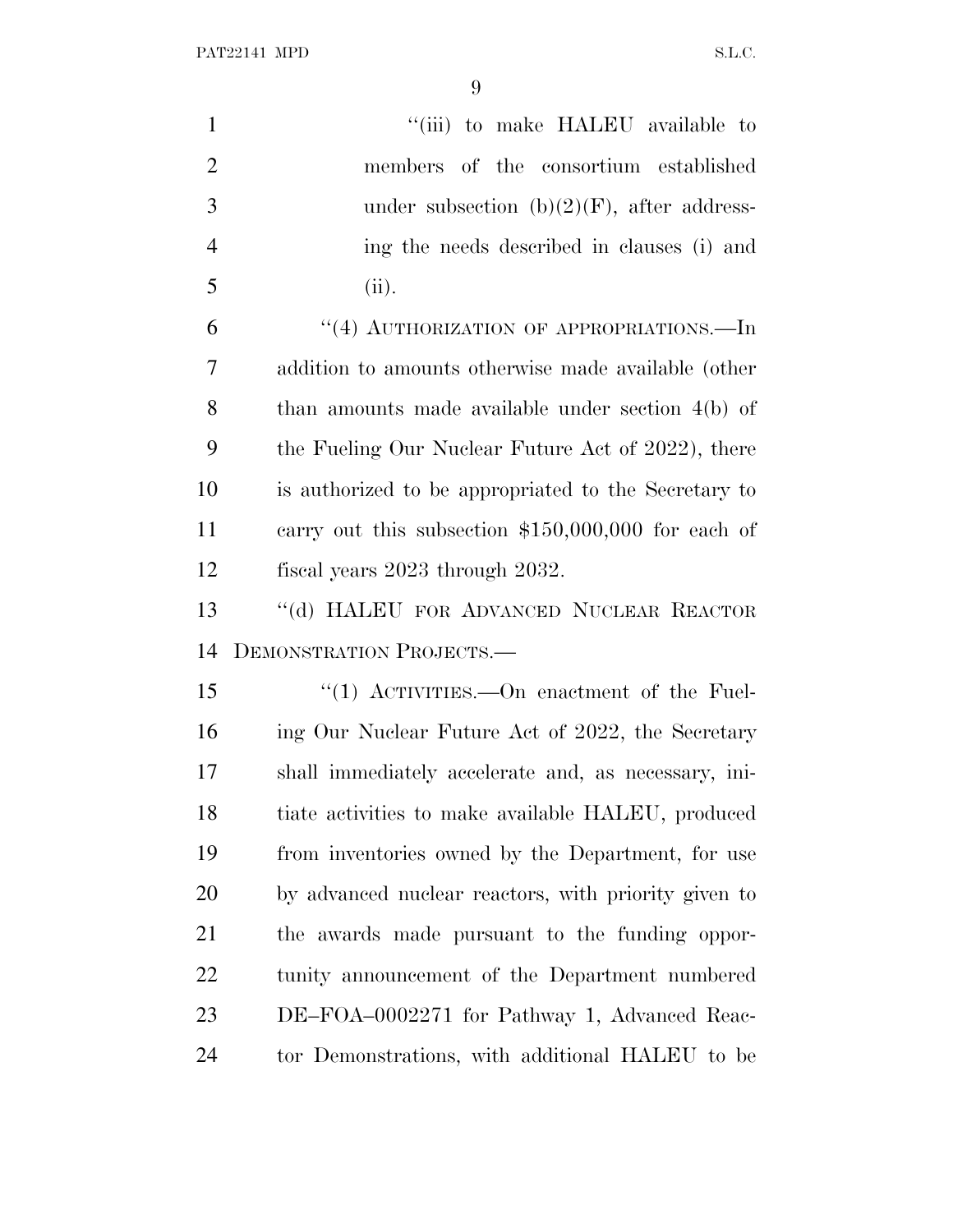"(iii) to make HALEU available to members of the consortium established under subsection (b)(2)(F), after addressing the needs described in clauses (i) and (ii).

"(4) AUTHORIZATION OF APPROPRIATIONS.—In addition to amounts otherwise made available (other than amounts made available under section 4(b) of the Fueling Our Nuclear Future Act of 2022), there is authorized to be appropriated to the Secretary to carry out this subsection $150,000,000 for each of fiscal years 2023 through 2032.

"(d) HALEU FOR ADVANCED NUCLEAR REACTOR DEMONSTRATION PROJECTS.—

"(1) ACTIVITIES.—On enactment of the Fueling Our Nuclear Future Act of 2022, the Secretary shall immediately accelerate and, as necessary, initiate activities to make available HALEU, produced from inventories owned by the Department, for use by advanced nuclear reactors, with priority given to the awards made pursuant to the funding opportunity announcement of the Department numbered DE–FOA–0002271 for Pathway 1, Advanced Reactor Demonstrations, with additional HALEU to be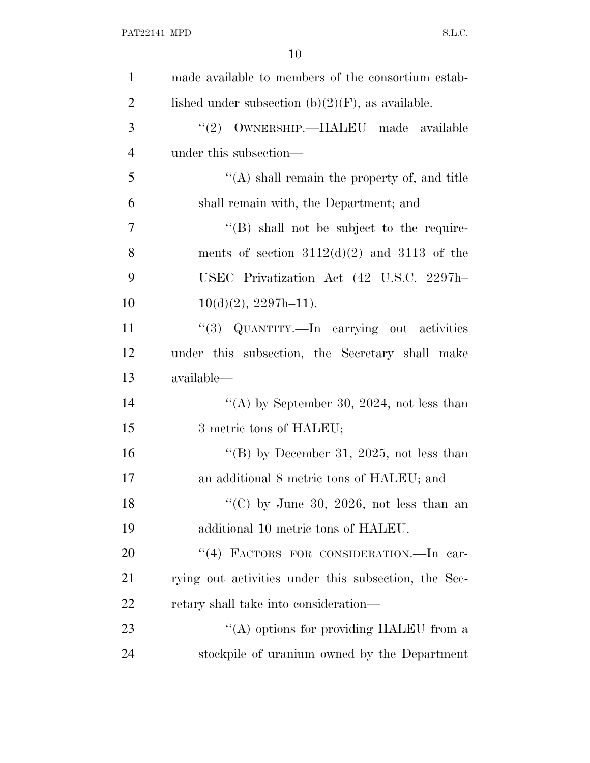made available to members of the consortium established under subsection (b)(2)(F), as available.

"(2) OWNERSHIP.—HALEU made available under this subsection—

"(A) shall remain the property of, and title shall remain with, the Department; and

"(B) shall not be subject to the requirements of section 3112(d)(2) and 3113 of the USEC Privatization Act (42 U.S.C. 2297h–10(d)(2), 2297h–11).

"(3) QUANTITY.—In carrying out activities under this subsection, the Secretary shall make available—

"(A) by September 30, 2024, not less than 3 metric tons of HALEU;

"(B) by December 31, 2025, not less than an additional 8 metric tons of HALEU; and

"(C) by June 30, 2026, not less than an additional 10 metric tons of HALEU.

"(4) FACTORS FOR CONSIDERATION.—In carrying out activities under this subsection, the Secretary shall take into consideration—

"(A) options for providing HALEU from a stockpile of uranium owned by the Department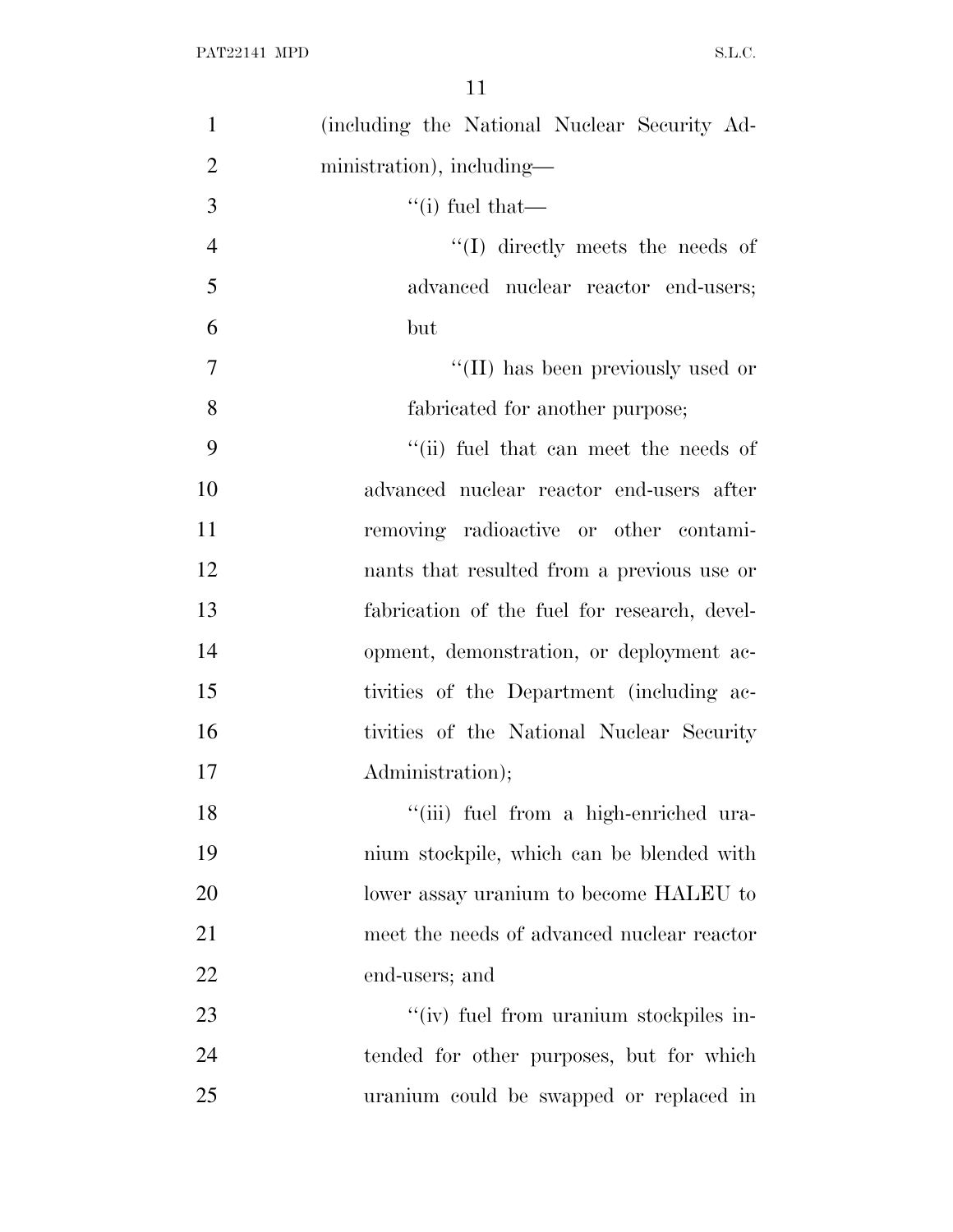(including the National Nuclear Security Administration), including—

''(i) fuel that—

''(I) directly meets the needs of advanced nuclear reactor end-users; but

''(II) has been previously used or fabricated for another purpose;

''(ii) fuel that can meet the needs of advanced nuclear reactor end-users after removing radioactive or other contaminants that resulted from a previous use or fabrication of the fuel for research, development, demonstration, or deployment activities of the Department (including activities of the National Nuclear Security Administration);

''(iii) fuel from a high-enriched uranium stockpile, which can be blended with lower assay uranium to become HALEU to meet the needs of advanced nuclear reactor end-users; and

''(iv) fuel from uranium stockpiles intended for other purposes, but for which uranium could be swapped or replaced in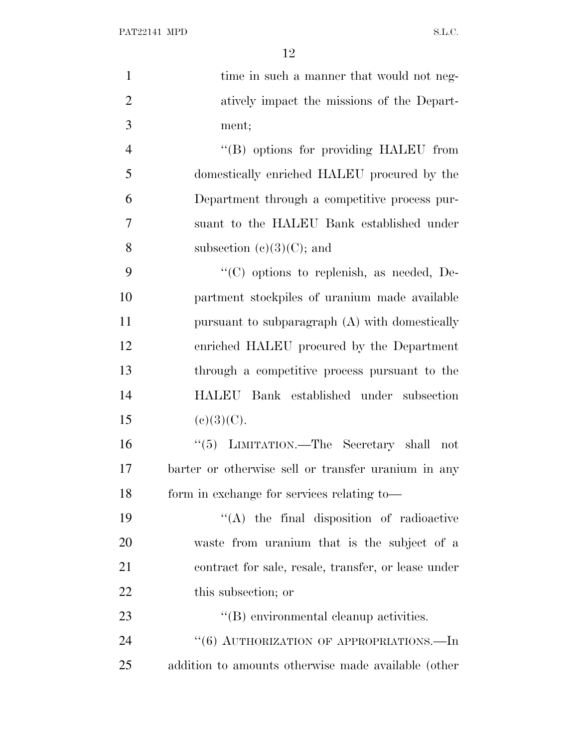time in such a manner that would not negatively impact the missions of the Department;

"(B) options for providing HALEU from domestically enriched HALEU procured by the Department through a competitive process pursuant to the HALEU Bank established under subsection (c)(3)(C); and

"(C) options to replenish, as needed, Department stockpiles of uranium made available pursuant to subparagraph (A) with domestically enriched HALEU procured by the Department through a competitive process pursuant to the HALEU Bank established under subsection (c)(3)(C).

"(5) LIMITATION.—The Secretary shall not barter or otherwise sell or transfer uranium in any form in exchange for services relating to—

"(A) the final disposition of radioactive waste from uranium that is the subject of a contract for sale, resale, transfer, or lease under this subsection; or

"(B) environmental cleanup activities.

"(6) AUTHORIZATION OF APPROPRIATIONS.—In addition to amounts otherwise made available (other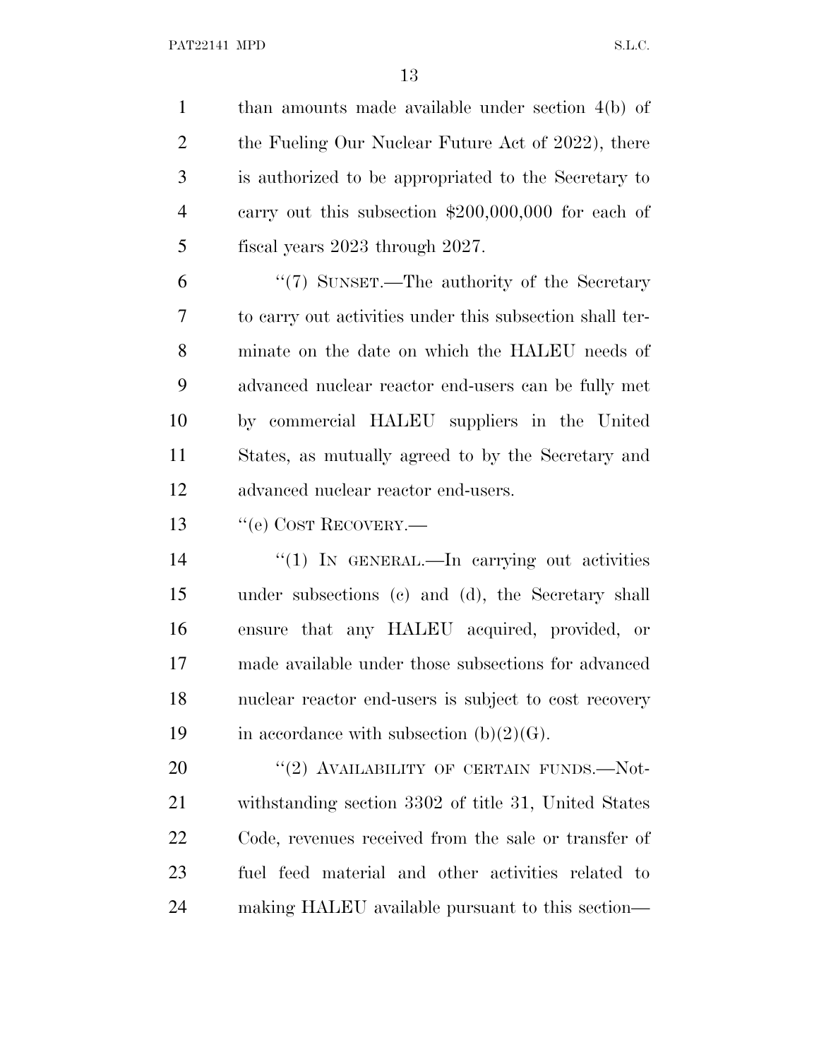than amounts made available under section 4(b) of the Fueling Our Nuclear Future Act of 2022), there is authorized to be appropriated to the Secretary to carry out this subsection $200,000,000 for each of fiscal years 2023 through 2027.

"(7) SUNSET.—The authority of the Secretary to carry out activities under this subsection shall terminate on the date on which the HALEU needs of advanced nuclear reactor end-users can be fully met by commercial HALEU suppliers in the United States, as mutually agreed to by the Secretary and advanced nuclear reactor end-users.

"(e) COST RECOVERY.—

"(1) IN GENERAL.—In carrying out activities under subsections (c) and (d), the Secretary shall ensure that any HALEU acquired, provided, or made available under those subsections for advanced nuclear reactor end-users is subject to cost recovery in accordance with subsection (b)(2)(G).

"(2) AVAILABILITY OF CERTAIN FUNDS.—Notwithstanding section 3302 of title 31, United States Code, revenues received from the sale or transfer of fuel feed material and other activities related to making HALEU available pursuant to this section—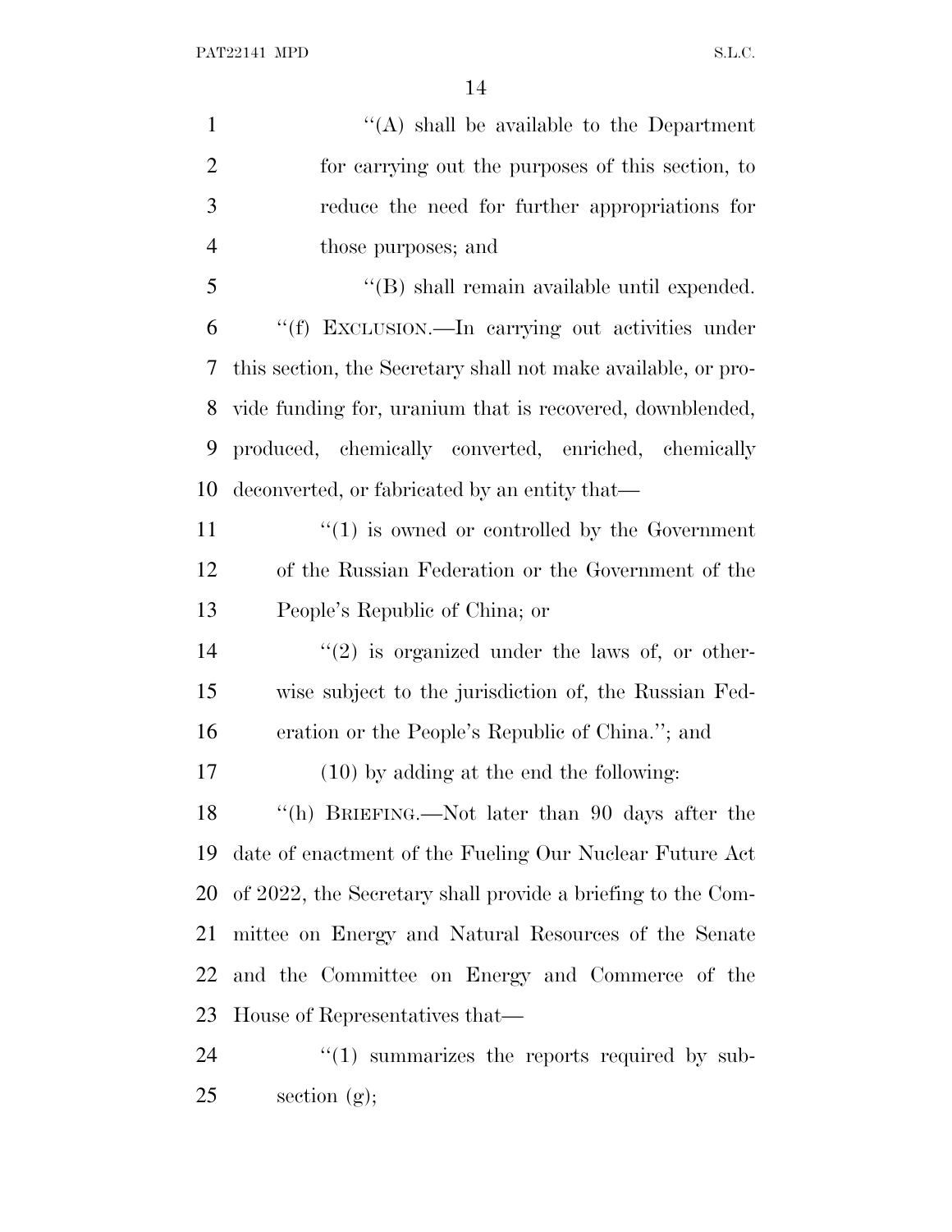"(A) shall be available to the Department for carrying out the purposes of this section, to reduce the need for further appropriations for those purposes; and

"(B) shall remain available until expended.

"(f) EXCLUSION.—In carrying out activities under this section, the Secretary shall not make available, or provide funding for, uranium that is recovered, downblended, produced, chemically converted, enriched, chemically deconverted, or fabricated by an entity that—

"(1) is owned or controlled by the Government of the Russian Federation or the Government of the People's Republic of China; or

"(2) is organized under the laws of, or otherwise subject to the jurisdiction of, the Russian Federation or the People's Republic of China."; and

(10) by adding at the end the following:

"(h) BRIEFING.—Not later than 90 days after the date of enactment of the Fueling Our Nuclear Future Act of 2022, the Secretary shall provide a briefing to the Committee on Energy and Natural Resources of the Senate and the Committee on Energy and Commerce of the House of Representatives that—

"(1) summarizes the reports required by subsection (g);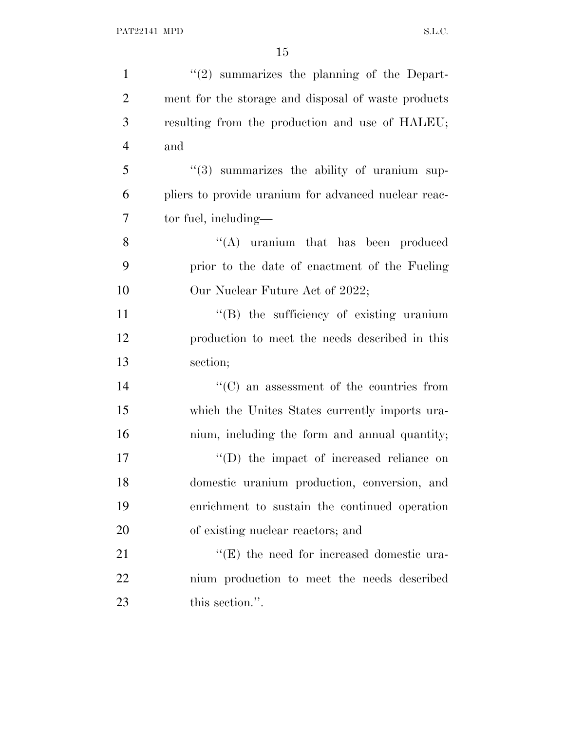"(2) summarizes the planning of the Department for the storage and disposal of waste products resulting from the production and use of HALEU; and

"(3) summarizes the ability of uranium suppliers to provide uranium for advanced nuclear reactor fuel, including—

"(A) uranium that has been produced prior to the date of enactment of the Fueling Our Nuclear Future Act of 2022;

"(B) the sufficiency of existing uranium production to meet the needs described in this section;

"(C) an assessment of the countries from which the Unites States currently imports uranium, including the form and annual quantity;

"(D) the impact of increased reliance on domestic uranium production, conversion, and enrichment to sustain the continued operation of existing nuclear reactors; and

"(E) the need for increased domestic uranium production to meet the needs described this section.".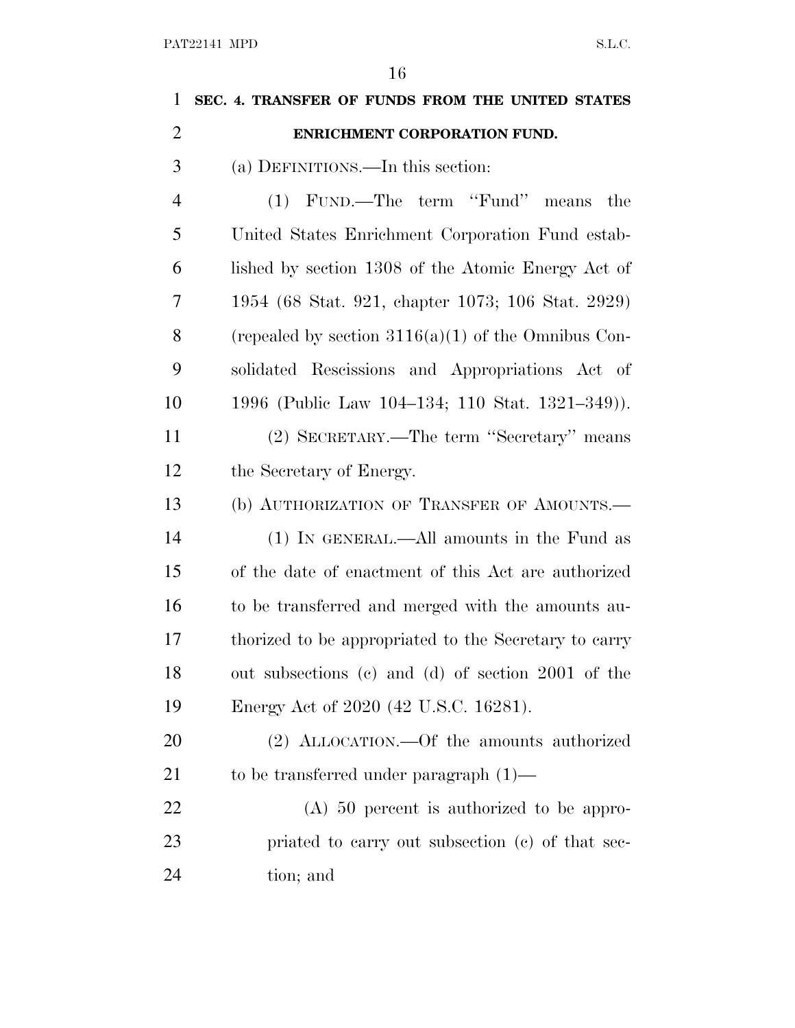**SEC. 4. TRANSFER OF FUNDS FROM THE UNITED STATES ENRICHMENT CORPORATION FUND.**

(a) DEFINITIONS.—In this section:

(1) FUND.—The term ''Fund'' means the United States Enrichment Corporation Fund established by section 1308 of the Atomic Energy Act of 1954 (68 Stat. 921, chapter 1073; 106 Stat. 2929) (repealed by section 3116(a)(1) of the Omnibus Consolidated Rescissions and Appropriations Act of 1996 (Public Law 104–134; 110 Stat. 1321–349)).

(2) SECRETARY.—The term ''Secretary'' means the Secretary of Energy.

(b) AUTHORIZATION OF TRANSFER OF AMOUNTS.—

(1) IN GENERAL.—All amounts in the Fund as of the date of enactment of this Act are authorized to be transferred and merged with the amounts authorized to be appropriated to the Secretary to carry out subsections (c) and (d) of section 2001 of the Energy Act of 2020 (42 U.S.C. 16281).

(2) ALLOCATION.—Of the amounts authorized to be transferred under paragraph (1)—

(A) 50 percent is authorized to be appropriated to carry out subsection (c) of that section; and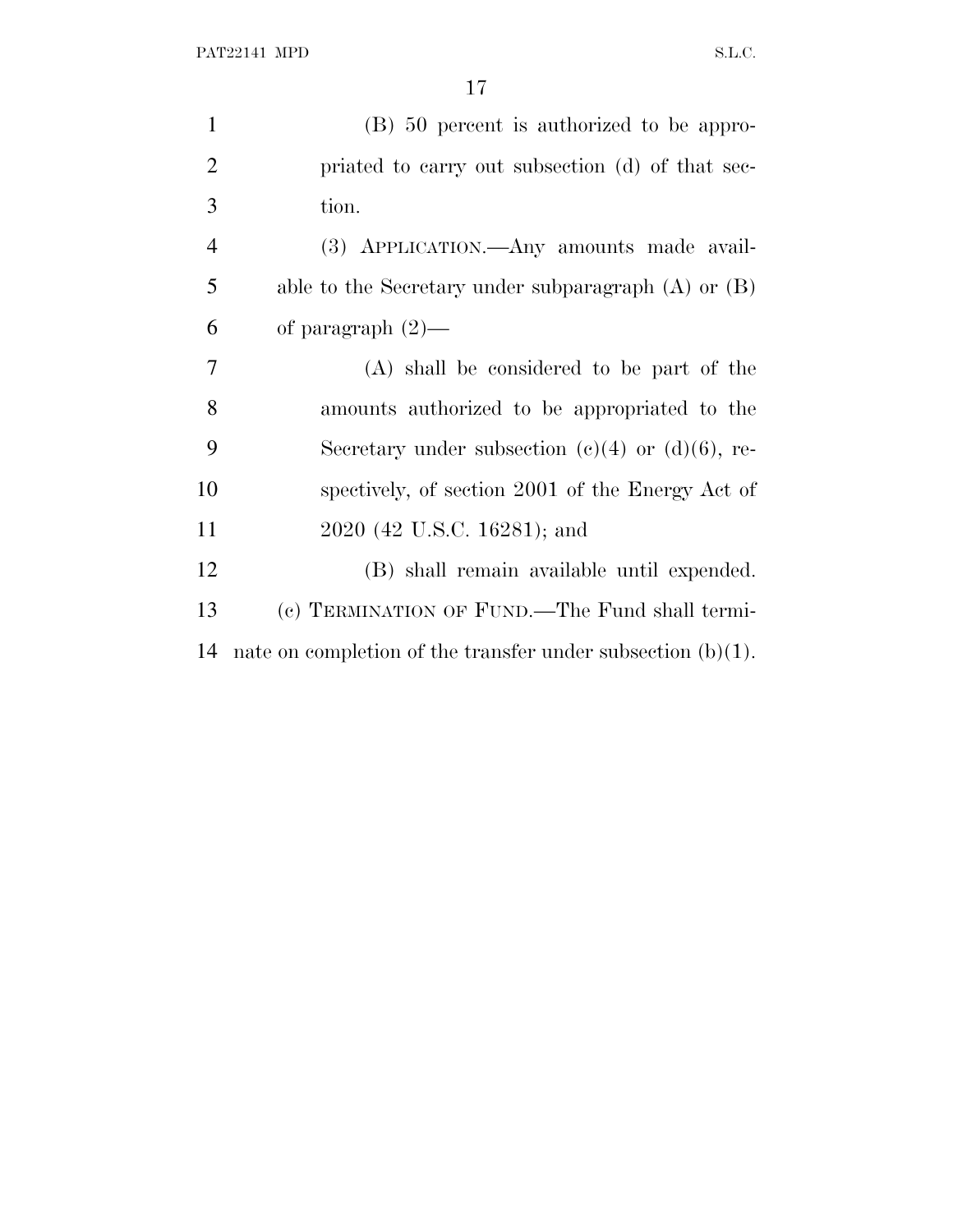(B) 50 percent is authorized to be appropriated to carry out subsection (d) of that section.

(3) APPLICATION.—Any amounts made available to the Secretary under subparagraph (A) or (B) of paragraph (2)—

(A) shall be considered to be part of the amounts authorized to be appropriated to the Secretary under subsection (c)(4) or (d)(6), respectively, of section 2001 of the Energy Act of 2020 (42 U.S.C. 16281); and

(B) shall remain available until expended.

(c) TERMINATION OF FUND.—The Fund shall terminate on completion of the transfer under subsection (b)(1).